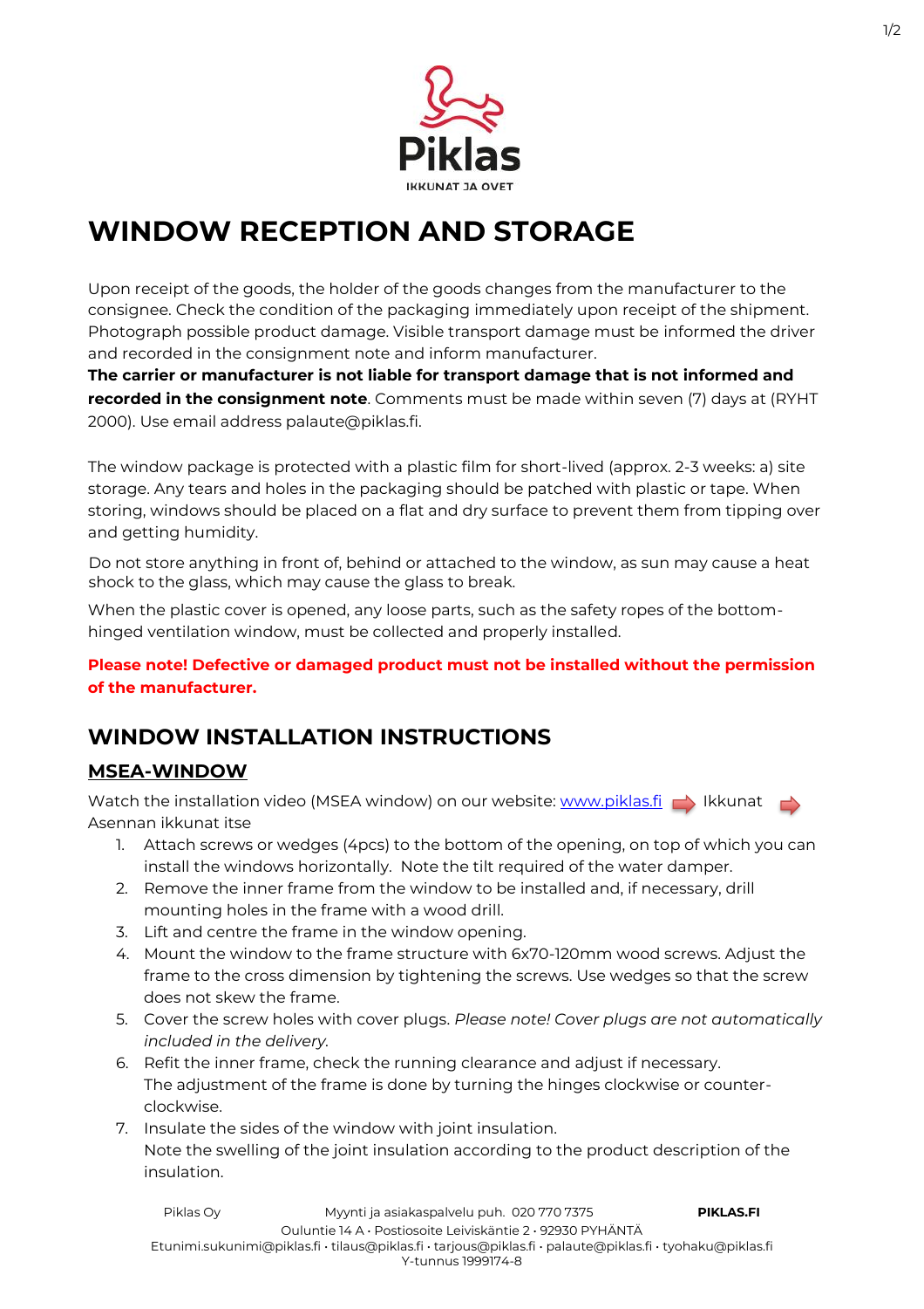# WINDOW RECEPTION AND STORAGE

Upon receipt of the goods, the holder of the goods changes from the manufacturer to the consignee. Check the condition of the packaging immediately upon receipt of the shipment. Photograph possible product damage. Visible transport damage must be informed the driver and recorded in the consignment note and inform manufacturer.

**The carrier or manufacturer is not liable for transport damage that is not informed and recorded in the consignment note**. Comments must be made within seven (7) days at (RYHT 2000). Use email address palaute@piklas.fi.

The window package is protected with a plastic film for short-lived (approx. 2-3 weeks: a) site storage. Any tears and holes in the packaging should be patched with plastic or tape. When storing, windows should be placed on a flat and dry surface to prevent them from tipping over and getting humidity.

Do not store anything in front of, behind or attached to the window, as sun may cause a heat shock to the glass, which may cause the glass to break.

When the plastic cover is opened, any loose parts, such as the safety ropes of the bottom-hinged ventilation window, must be collected and properly installed.

**Please note! Defective or damaged product must not be installed without the permission of the manufacturer.**

## WINDOW INSTALLATION INSTRUCTIONS

### MSEA-WINDOW

Watch the installation video (MSEA window) on our website: [www.piklas.fi](http://www.piklas.fi) ➡ Ikkunat ➡ Asennan ikkunat itse

1. Attach screws or wedges (4pcs) to the bottom of the opening, on top of which you can install the windows horizontally. Note the tilt required of the water damper.
2. Remove the inner frame from the window to be installed and, if necessary, drill mounting holes in the frame with a wood drill.
3. Lift and centre the frame in the window opening.
4. Mount the window to the frame structure with 6x70-120mm wood screws. Adjust the frame to the cross dimension by tightening the screws. Use wedges so that the screw does not skew the frame.
5. Cover the screw holes with cover plugs. *Please note! Cover plugs are not automatically included in the delivery.*
6. Refit the inner frame, check the running clearance and adjust if necessary. The adjustment of the frame is done by turning the hinges clockwise or counter-clockwise.
7. Insulate the sides of the window with joint insulation. Note the swelling of the joint insulation according to the product description of the insulation.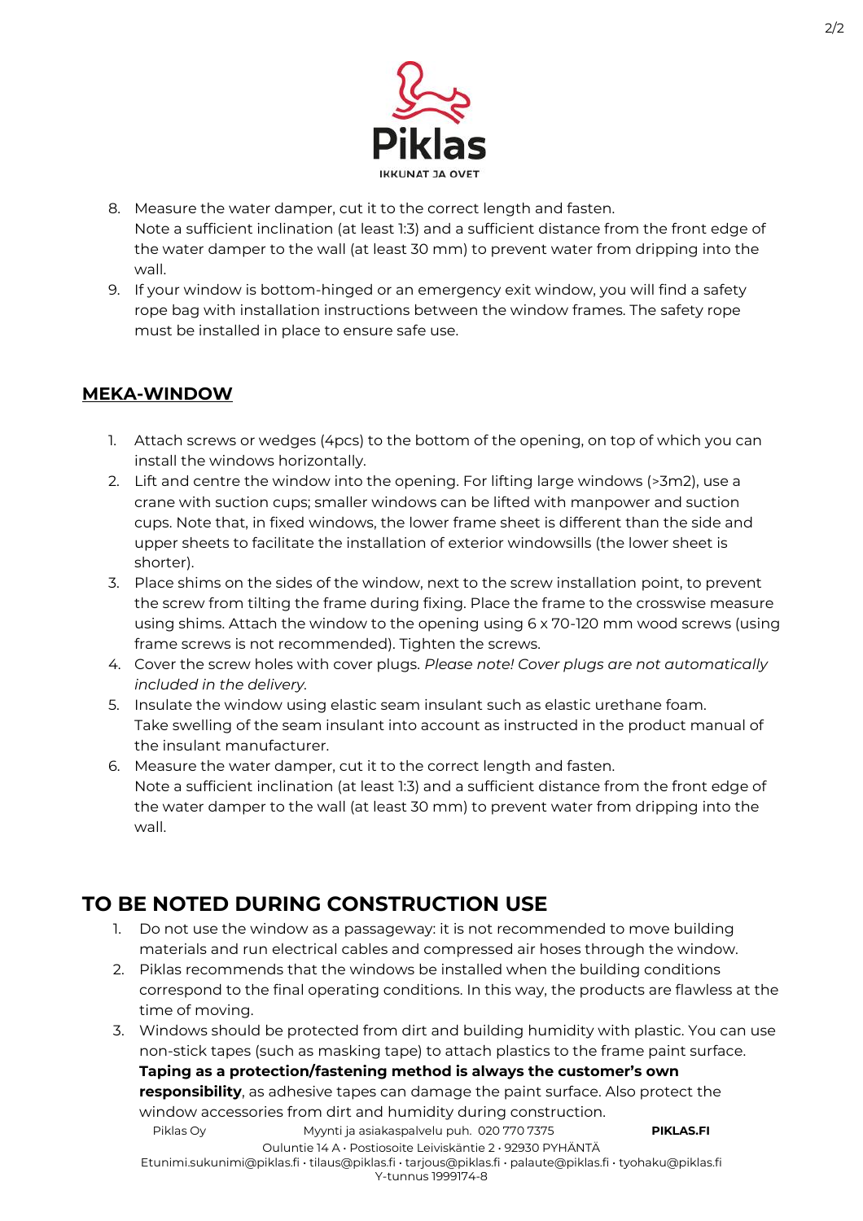8. Measure the water damper, cut it to the correct length and fasten.
   Note a sufficient inclination (at least 1:3) and a sufficient distance from the front edge of the water damper to the wall (at least 30 mm) to prevent water from dripping into the wall.
9. If your window is bottom-hinged or an emergency exit window, you will find a safety rope bag with installation instructions between the window frames. The safety rope must be installed in place to ensure safe use.

## MEKA-WINDOW

1. Attach screws or wedges (4pcs) to the bottom of the opening, on top of which you can install the windows horizontally.
2. Lift and centre the window into the opening. For lifting large windows (>3m2), use a crane with suction cups; smaller windows can be lifted with manpower and suction cups. Note that, in fixed windows, the lower frame sheet is different than the side and upper sheets to facilitate the installation of exterior windowsills (the lower sheet is shorter).
3. Place shims on the sides of the window, next to the screw installation point, to prevent the screw from tilting the frame during fixing. Place the frame to the crosswise measure using shims. Attach the window to the opening using 6 x 70-120 mm wood screws (using frame screws is not recommended). Tighten the screws.
4. Cover the screw holes with cover plugs. *Please note! Cover plugs are not automatically included in the delivery.*
5. Insulate the window using elastic seam insulant such as elastic urethane foam. Take swelling of the seam insulant into account as instructed in the product manual of the insulant manufacturer.
6. Measure the water damper, cut it to the correct length and fasten.
   Note a sufficient inclination (at least 1:3) and a sufficient distance from the front edge of the water damper to the wall (at least 30 mm) to prevent water from dripping into the wall.

## TO BE NOTED DURING CONSTRUCTION USE

1. Do not use the window as a passageway: it is not recommended to move building materials and run electrical cables and compressed air hoses through the window.
2. Piklas recommends that the windows be installed when the building conditions correspond to the final operating conditions. In this way, the products are flawless at the time of moving.
3. Windows should be protected from dirt and building humidity with plastic. You can use non-stick tapes (such as masking tape) to attach plastics to the frame paint surface. **Taping as a protection/fastening method is always the customer's own responsibility**, as adhesive tapes can damage the paint surface. Also protect the window accessories from dirt and humidity during construction.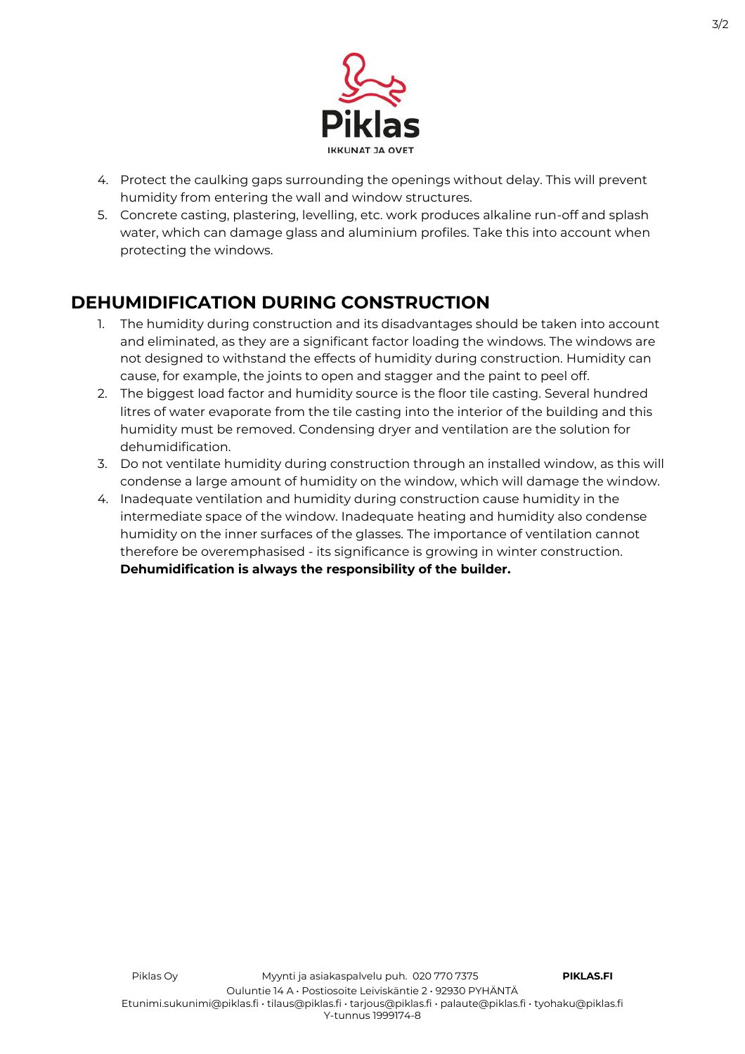4. Protect the caulking gaps surrounding the openings without delay. This will prevent humidity from entering the wall and window structures.
5. Concrete casting, plastering, levelling, etc. work produces alkaline run-off and splash water, which can damage glass and aluminium profiles. Take this into account when protecting the windows.

## DEHUMIDIFICATION DURING CONSTRUCTION

1. The humidity during construction and its disadvantages should be taken into account and eliminated, as they are a significant factor loading the windows. The windows are not designed to withstand the effects of humidity during construction. Humidity can cause, for example, the joints to open and stagger and the paint to peel off.
2. The biggest load factor and humidity source is the floor tile casting. Several hundred litres of water evaporate from the tile casting into the interior of the building and this humidity must be removed. Condensing dryer and ventilation are the solution for dehumidification.
3. Do not ventilate humidity during construction through an installed window, as this will condense a large amount of humidity on the window, which will damage the window.
4. Inadequate ventilation and humidity during construction cause humidity in the intermediate space of the window. Inadequate heating and humidity also condense humidity on the inner surfaces of the glasses. The importance of ventilation cannot therefore be overemphasised - its significance is growing in winter construction. **Dehumidification is always the responsibility of the builder.**